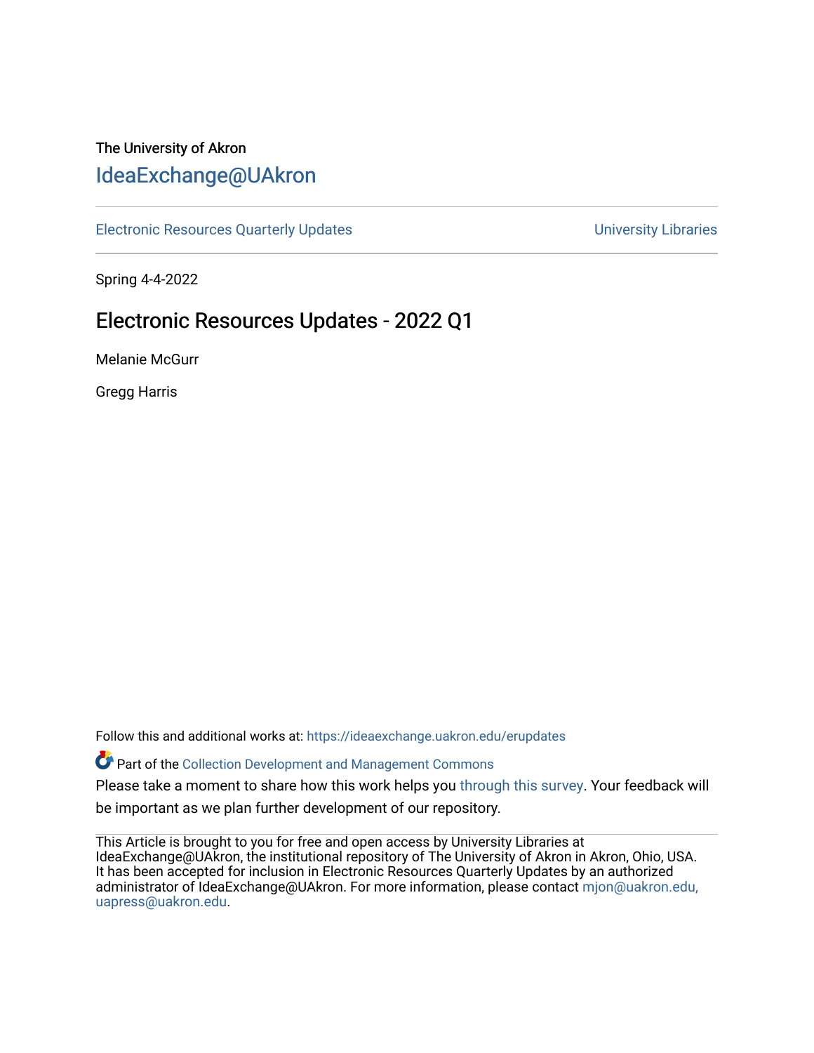The University of Akron

IdeaExchange@UAkron

Electronic Resources Quarterly Updates | University Libraries

Spring 4-4-2022

# Electronic Resources Updates - 2022 Q1

Melanie McGurr

Gregg Harris

Follow this and additional works at: https://ideaexchange.uakron.edu/erupdates

Part of the Collection Development and Management Commons

Please take a moment to share how this work helps you through this survey. Your feedback will be important as we plan further development of our repository.

This Article is brought to you for free and open access by University Libraries at IdeaExchange@UAkron, the institutional repository of The University of Akron in Akron, Ohio, USA. It has been accepted for inclusion in Electronic Resources Quarterly Updates by an authorized administrator of IdeaExchange@UAkron. For more information, please contact mjon@uakron.edu, uapress@uakron.edu.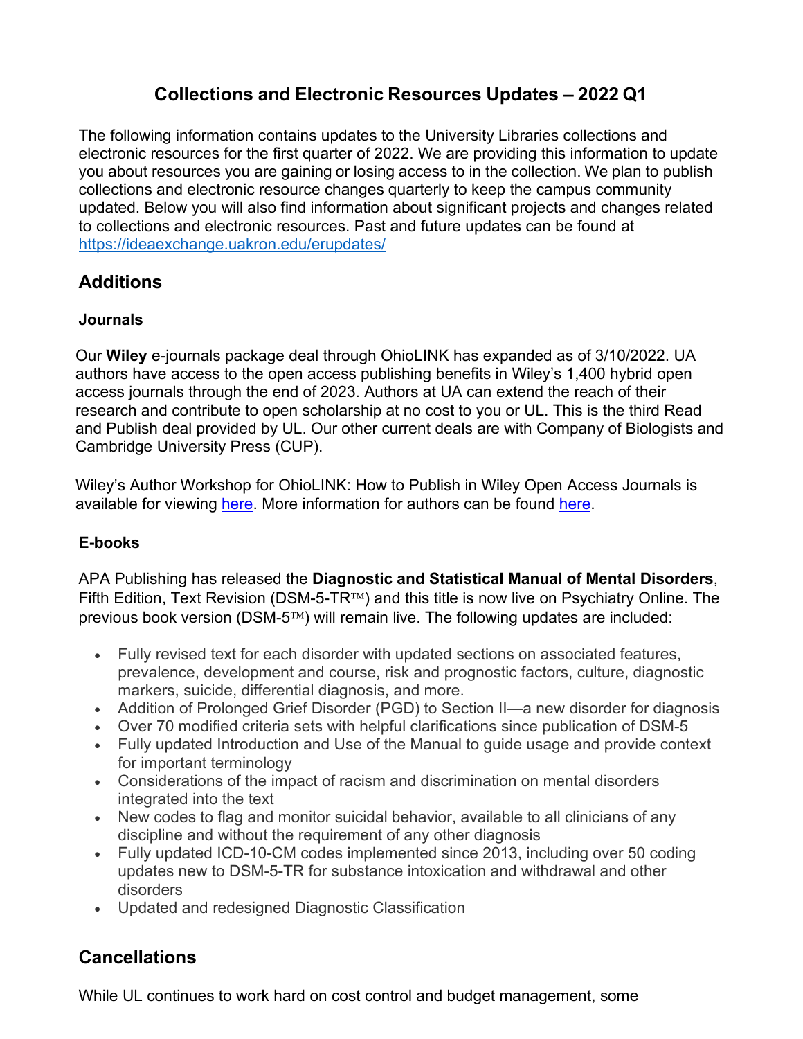# Collections and Electronic Resources Updates – 2022 Q1

The following information contains updates to the University Libraries collections and electronic resources for the first quarter of 2022. We are providing this information to update you about resources you are gaining or losing access to in the collection. We plan to publish collections and electronic resource changes quarterly to keep the campus community updated. Below you will also find information about significant projects and changes related to collections and electronic resources. Past and future updates can be found at https://ideaexchange.uakron.edu/erupdates/

## Additions

### Journals

Our **Wiley** e-journals package deal through OhioLINK has expanded as of 3/10/2022. UA authors have access to the open access publishing benefits in Wiley's 1,400 hybrid open access journals through the end of 2023. Authors at UA can extend the reach of their research and contribute to open scholarship at no cost to you or UL. This is the third Read and Publish deal provided by UL. Our other current deals are with Company of Biologists and Cambridge University Press (CUP).

Wiley's Author Workshop for OhioLINK: How to Publish in Wiley Open Access Journals is available for viewing here. More information for authors can be found here.

### E-books

APA Publishing has released the **Diagnostic and Statistical Manual of Mental Disorders**, Fifth Edition, Text Revision (DSM-5-TR™) and this title is now live on Psychiatry Online. The previous book version (DSM-5™) will remain live. The following updates are included:

- Fully revised text for each disorder with updated sections on associated features, prevalence, development and course, risk and prognostic factors, culture, diagnostic markers, suicide, differential diagnosis, and more.
- Addition of Prolonged Grief Disorder (PGD) to Section II—a new disorder for diagnosis
- Over 70 modified criteria sets with helpful clarifications since publication of DSM-5
- Fully updated Introduction and Use of the Manual to guide usage and provide context for important terminology
- Considerations of the impact of racism and discrimination on mental disorders integrated into the text
- New codes to flag and monitor suicidal behavior, available to all clinicians of any discipline and without the requirement of any other diagnosis
- Fully updated ICD-10-CM codes implemented since 2013, including over 50 coding updates new to DSM-5-TR for substance intoxication and withdrawal and other disorders
- Updated and redesigned Diagnostic Classification

## Cancellations

While UL continues to work hard on cost control and budget management, some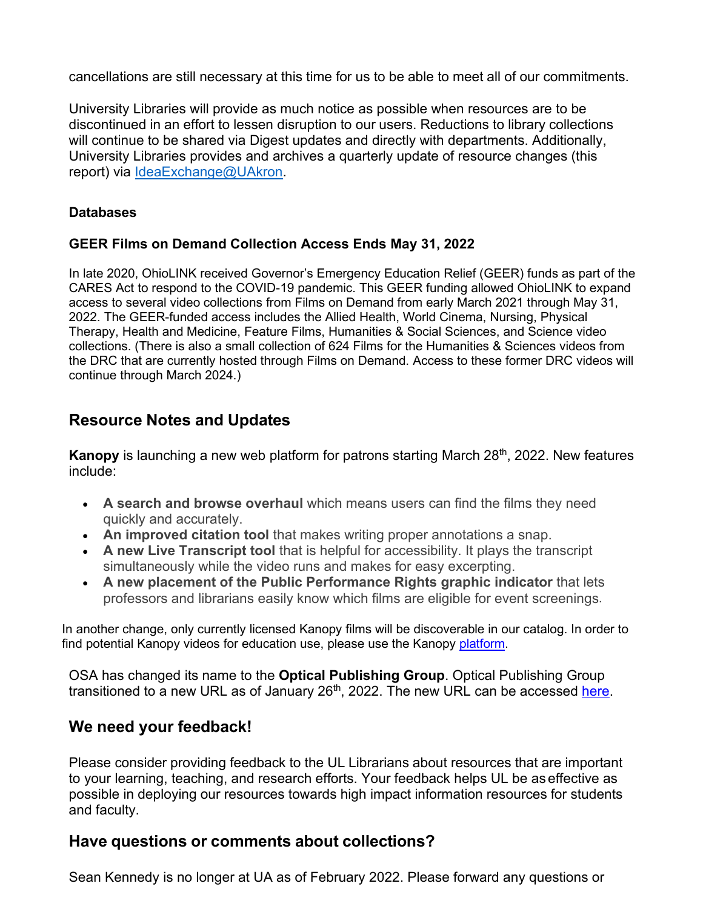cancellations are still necessary at this time for us to be able to meet all of our commitments.

University Libraries will provide as much notice as possible when resources are to be discontinued in an effort to lessen disruption to our users. Reductions to library collections will continue to be shared via Digest updates and directly with departments. Additionally, University Libraries provides and archives a quarterly update of resource changes (this report) via [IdeaExchange@UAkron](IdeaExchange@UAkron).

**Databases**

**GEER Films on Demand Collection Access Ends May 31, 2022**

In late 2020, OhioLINK received Governor's Emergency Education Relief (GEER) funds as part of the CARES Act to respond to the COVID-19 pandemic. This GEER funding allowed OhioLINK to expand access to several video collections from Films on Demand from early March 2021 through May 31, 2022. The GEER-funded access includes the Allied Health, World Cinema, Nursing, Physical Therapy, Health and Medicine, Feature Films, Humanities & Social Sciences, and Science video collections. (There is also a small collection of 624 Films for the Humanities & Sciences videos from the DRC that are currently hosted through Films on Demand. Access to these former DRC videos will continue through March 2024.)

## Resource Notes and Updates

**Kanopy** is launching a new web platform for patrons starting March 28th, 2022. New features include:

- **A search and browse overhaul** which means users can find the films they need quickly and accurately.
- **An improved citation tool** that makes writing proper annotations a snap.
- **A new Live Transcript tool** that is helpful for accessibility. It plays the transcript simultaneously while the video runs and makes for easy excerpting.
- **A new placement of the Public Performance Rights graphic indicator** that lets professors and librarians easily know which films are eligible for event screenings.

In another change, only currently licensed Kanopy films will be discoverable in our catalog. In order to find potential Kanopy videos for education use, please use the Kanopy platform.

OSA has changed its name to the **Optical Publishing Group**. Optical Publishing Group transitioned to a new URL as of January 26th, 2022. The new URL can be accessed here.

## We need your feedback!

Please consider providing feedback to the UL Librarians about resources that are important to your learning, teaching, and research efforts. Your feedback helps UL be as effective as possible in deploying our resources towards high impact information resources for students and faculty.

## Have questions or comments about collections?

Sean Kennedy is no longer at UA as of February 2022. Please forward any questions or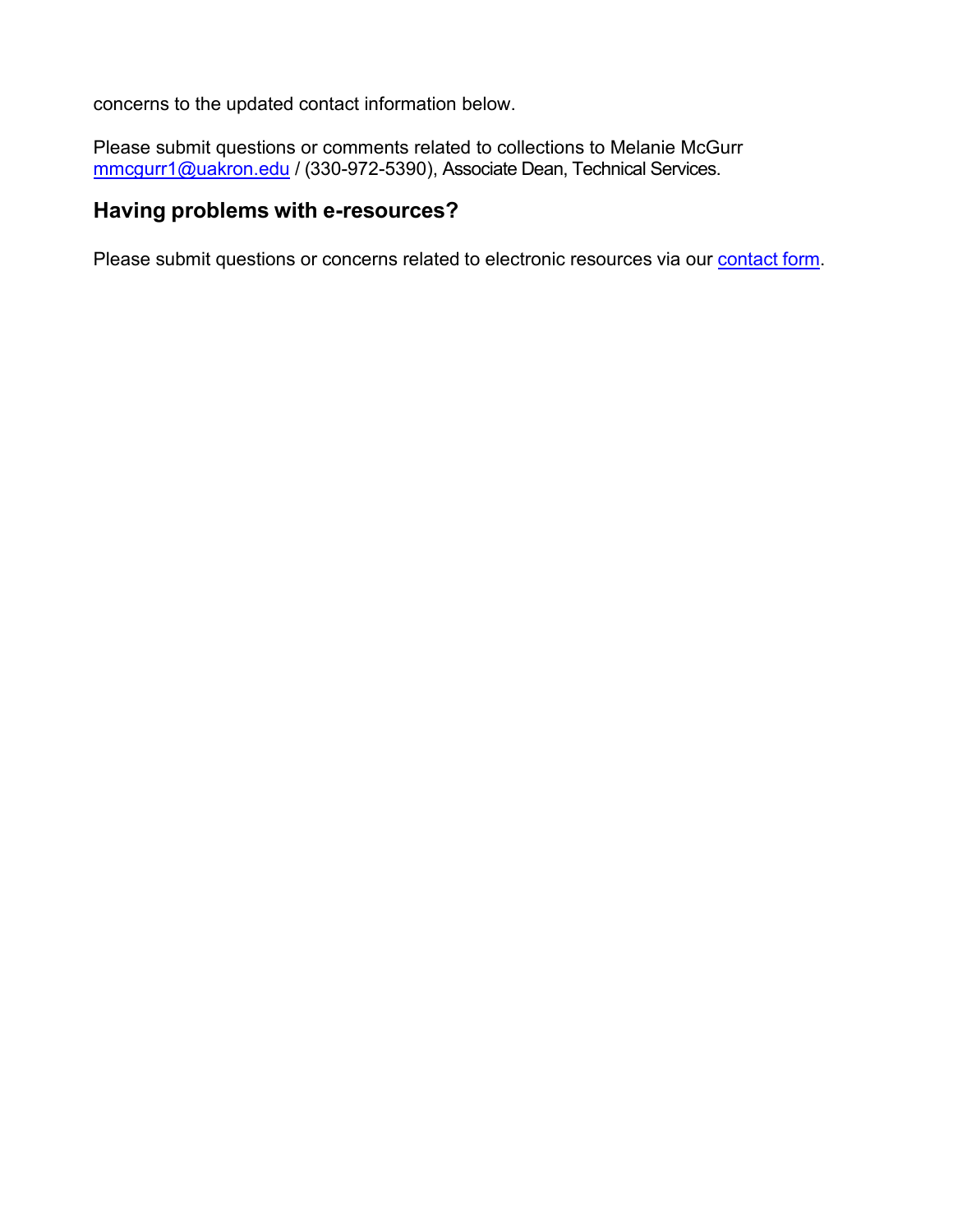concerns to the updated contact information below.

Please submit questions or comments related to collections to Melanie McGurr mmcgurr1@uakron.edu / (330-972-5390), Associate Dean, Technical Services.

## Having problems with e-resources?

Please submit questions or concerns related to electronic resources via our contact form.